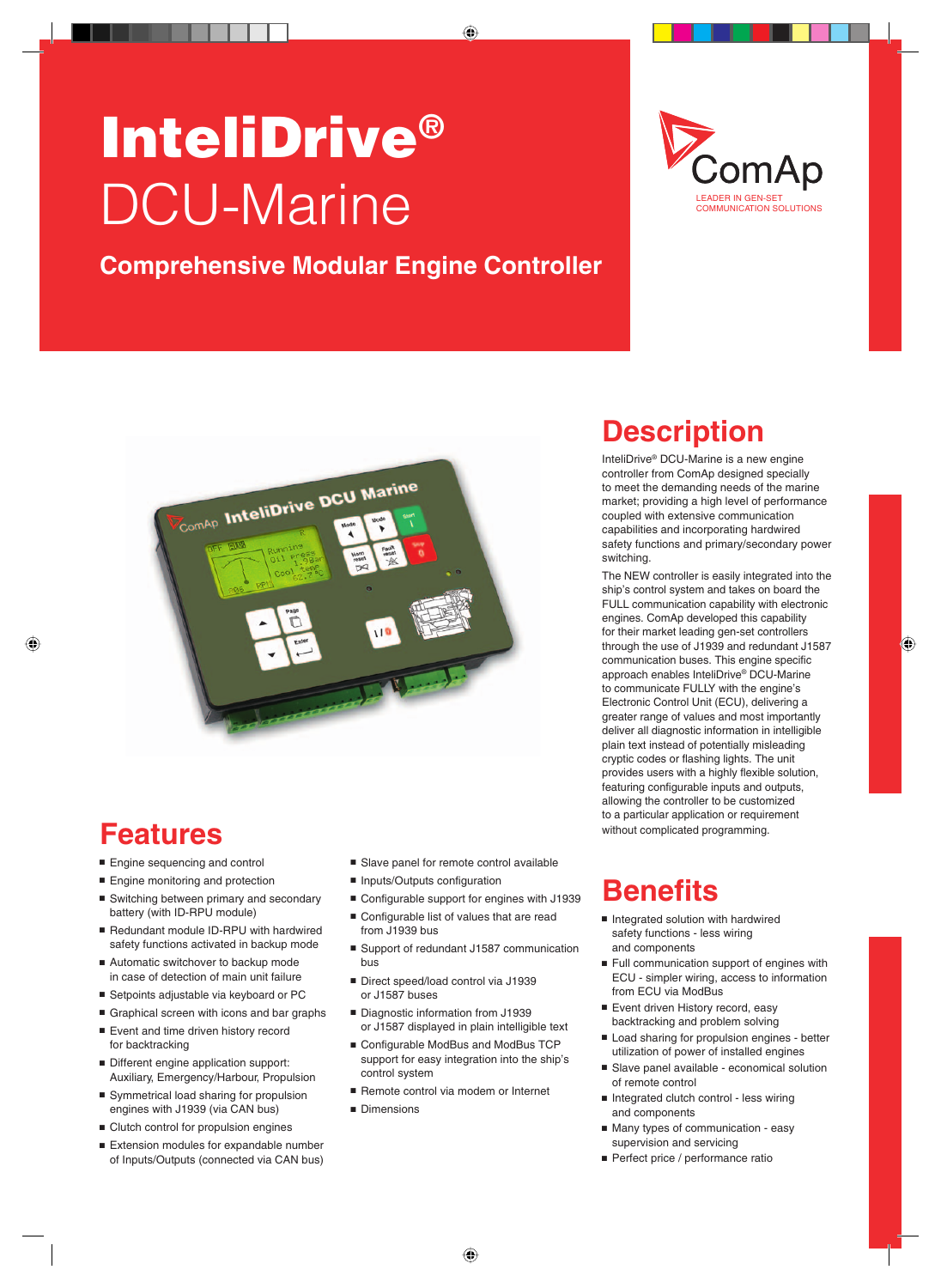# InteliDrive® DCU-Marine

ComAp
LEADER IN GEN-SET COMMUNICATION SOLUTIONS

## Comprehensive Modular Engine Controller

## Description

InteliDrive® DCU-Marine is a new engine controller from ComAp designed specially to meet the demanding needs of the marine market; providing a high level of performance coupled with extensive communication capabilities and incorporating hardwired safety functions and primary/secondary power switching.

The NEW controller is easily integrated into the ship's control system and takes on board the FULL communication capability with electronic engines. ComAp developed this capability for their market leading gen-set controllers through the use of J1939 and redundant J1587 communication buses. This engine specific approach enables InteliDrive® DCU-Marine to communicate FULLY with the engine's Electronic Control Unit (ECU), delivering a greater range of values and most importantly deliver all diagnostic information in intelligible plain text instead of potentially misleading cryptic codes or flashing lights. The unit provides users with a highly flexible solution, featuring configurable inputs and outputs, allowing the controller to be customized to a particular application or requirement without complicated programming.

## Features

- Engine sequencing and control
- Engine monitoring and protection
- Switching between primary and secondary battery (with ID-RPU module)
- Redundant module ID-RPU with hardwired safety functions activated in backup mode
- Automatic switchover to backup mode in case of detection of main unit failure
- Setpoints adjustable via keyboard or PC
- Graphical screen with icons and bar graphs
- Event and time driven history record for backtracking
- Different engine application support: Auxiliary, Emergency/Harbour, Propulsion
- Symmetrical load sharing for propulsion engines with J1939 (via CAN bus)
- Clutch control for propulsion engines
- Extension modules for expandable number of Inputs/Outputs (connected via CAN bus)
- Slave panel for remote control available
- Inputs/Outputs configuration
- Configurable support for engines with J1939
- Configurable list of values that are read from J1939 bus
- Support of redundant J1587 communication bus
- Direct speed/load control via J1939 or J1587 buses
- Diagnostic information from J1939 or J1587 displayed in plain intelligible text
- Configurable ModBus and ModBus TCP support for easy integration into the ship's control system
- Remote control via modem or Internet
- Dimensions

## Benefits

- Integrated solution with hardwired safety functions - less wiring and components
- Full communication support of engines with ECU - simpler wiring, access to information from ECU via ModBus
- Event driven History record, easy backtracking and problem solving
- Load sharing for propulsion engines - better utilization of power of installed engines
- Slave panel available - economical solution of remote control
- Integrated clutch control - less wiring and components
- Many types of communication - easy supervision and servicing
- Perfect price / performance ratio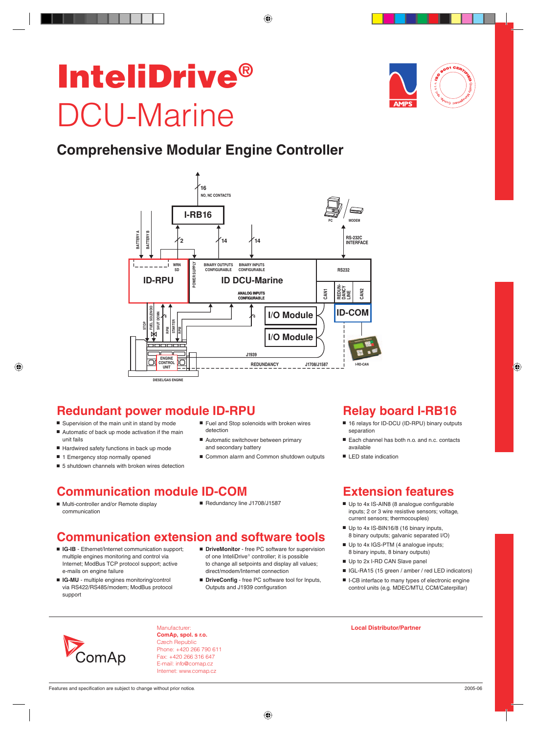# InteliDrive®

# DCU-Marine

## Comprehensive Modular Engine Controller

16
NO, NC CONTACTS
I-RB16
BATTERY A
BATTERY B
2
14
14
PC
MODEM
RS-232C INTERFACE
WRN
SD
POWER SUPPLY
BINARY OUTPUTS CONFIGURABLE
BINARY INPUTS CONFIGURABLE
RS232
ID-RPU
ID DCU-Marine
ANALOG INPUTS CONFIGURABLE
CAN1
REDUNDANCY LINE
CAN2
STOP
FUEL SOLENOID
SHUT DOWN
6
RPM
STARTER
RPM
6
I/O Module
ID-COM
I/O Module
J1939
ENGINE CONTROL UNIT
REDUNDANCY
J1708/J1587
I-RD-CAN
DIESEL/GAS ENGINE

## Redundant power module ID-RPU

- Supervision of the main unit in stand by mode
- Automatic of back up mode activation if the main unit fails
- Hardwired safety functions in back up mode
- 1 Emergency stop normally opened
- 5 shutdown channels with broken wires detection
- Fuel and Stop solenoids with broken wires detection
- Automatic switchover between primary and secondary battery
- Common alarm and Common shutdown outputs

## Relay board I-RB16

- 16 relays for ID-DCU (ID-RPU) binary outputs separation
- Each channel has both n.o. and n.c. contacts available
- LED state indication

## Communication module ID-COM

- Multi-controller and/or Remote display communication
- Redundancy line J1708/J1587

## Communication extension and software tools

- **IG-IB** - Ethernet/Internet communication support; multiple engines monitoring and control via Internet; ModBus TCP protocol support; active e-mails on engine failure
- **IG-MU** - multiple engines monitoring/control via RS422/RS485/modem; ModBus protocol support
- **DriveMonitor** - free PC software for supervision of one InteliDrive® controller; it is possible to change all setpoints and display all values; direct/modem/Internet connection
- **DriveConfig** - free PC software tool for Inputs, Outputs and J1939 configuration

## Extension features

- Up to 4x IS-AIN8 (8 analogue configurable inputs; 2 or 3 wire resistive sensors; voltage, current sensors; thermocouples)
- Up to 4x IS-BIN16/8 (16 binary inputs, 8 binary outputs; galvanic separated I/O)
- Up to 4x IGS-PTM (4 analogue inputs; 8 binary inputs, 8 binary outputs)
- Up to 2x I-RD CAN Slave panel
- IGL-RA15 (15 green / amber / red LED indicators)
- I-CB interface to many types of electronic engine control units (e.g. MDEC/MTU, CCM/Caterpillar)

ComAp

Manufacturer:
**ComAp, spol. s r.o.**
Czech Republic
Phone: +420 266 790 611
Fax: +420 266 316 647
E-mail: info@comap.cz
Internet: www.comap.cz

**Local Distributor/Partner**

Features and specification are subject to change without prior notice.

2005-06